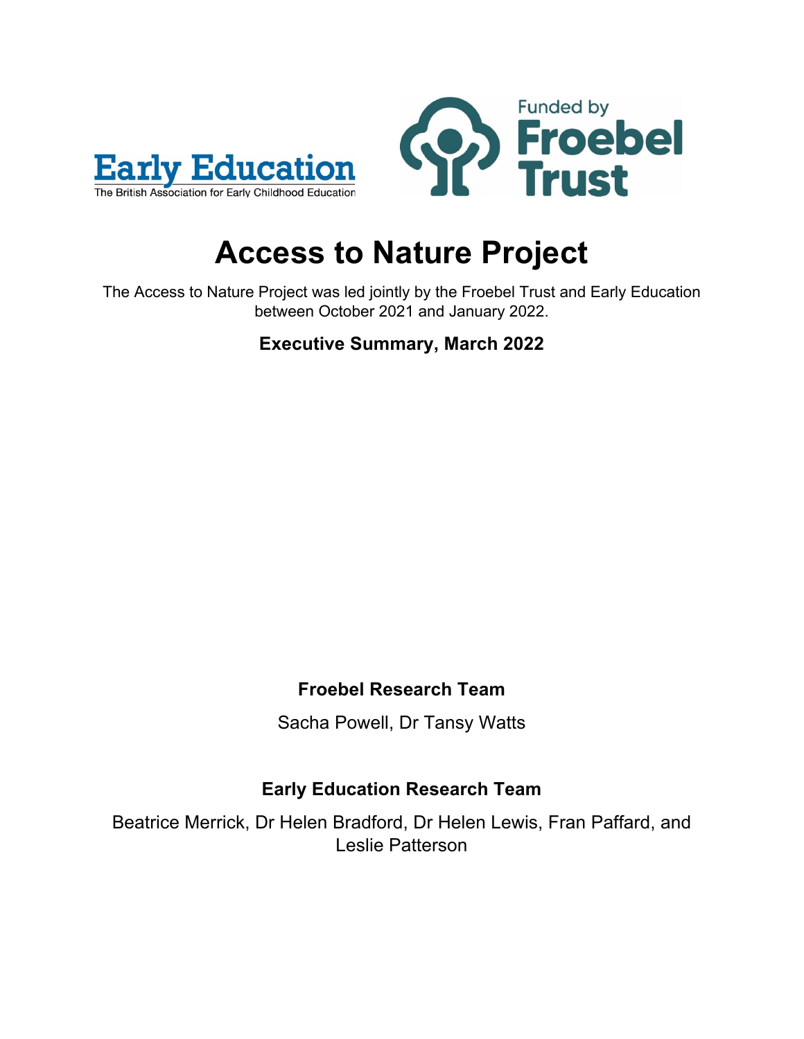Early Education

The British Association for Early Childhood Education

Funded by Froebel Trust

# Access to Nature Project

The Access to Nature Project was led jointly by the Froebel Trust and Early Education between October 2021 and January 2022.

**Executive Summary, March 2022**

**Froebel Research Team**

Sacha Powell, Dr Tansy Watts

**Early Education Research Team**

Beatrice Merrick, Dr Helen Bradford, Dr Helen Lewis, Fran Paffard, and Leslie Patterson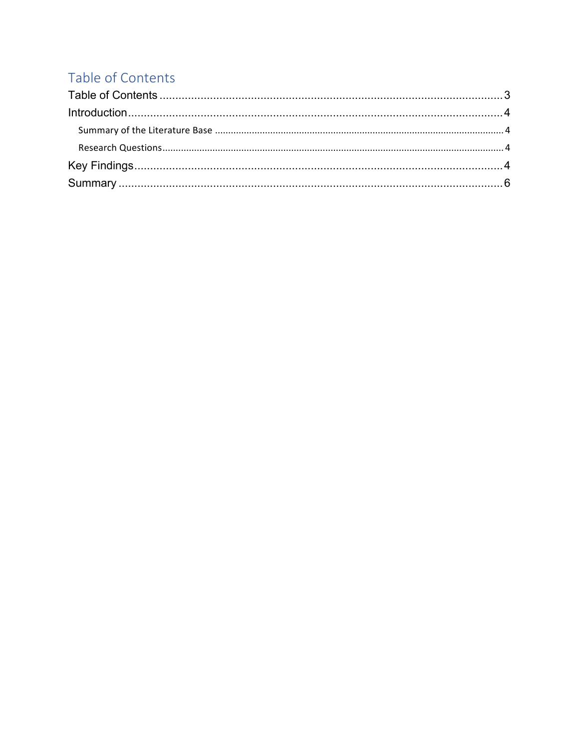# Table of Contents

Table of Contents .......................................................................................................... 3

Introduction .................................................................................................................. 4

- Summary of the Literature Base ........................................................................... 4
- Research Questions ............................................................................................... 4

Key Findings .................................................................................................................. 4

Summary ....................................................................................................................... 6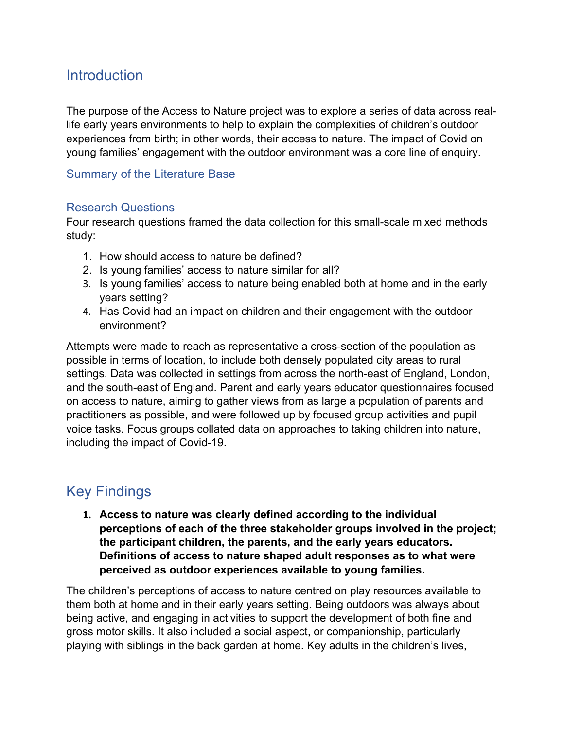## Introduction

The purpose of the Access to Nature project was to explore a series of data across real-life early years environments to help to explain the complexities of children's outdoor experiences from birth; in other words, their access to nature. The impact of Covid on young families' engagement with the outdoor environment was a core line of enquiry.

### Summary of the Literature Base

### Research Questions

Four research questions framed the data collection for this small-scale mixed methods study:

1. How should access to nature be defined?
2. Is young families' access to nature similar for all?
3. Is young families' access to nature being enabled both at home and in the early years setting?
4. Has Covid had an impact on children and their engagement with the outdoor environment?

Attempts were made to reach as representative a cross-section of the population as possible in terms of location, to include both densely populated city areas to rural settings. Data was collected in settings from across the north-east of England, London, and the south-east of England. Parent and early years educator questionnaires focused on access to nature, aiming to gather views from as large a population of parents and practitioners as possible, and were followed up by focused group activities and pupil voice tasks. Focus groups collated data on approaches to taking children into nature, including the impact of Covid-19.

## Key Findings

1. **Access to nature was clearly defined according to the individual perceptions of each of the three stakeholder groups involved in the project; the participant children, the parents, and the early years educators. Definitions of access to nature shaped adult responses as to what were perceived as outdoor experiences available to young families.**

The children's perceptions of access to nature centred on play resources available to them both at home and in their early years setting. Being outdoors was always about being active, and engaging in activities to support the development of both fine and gross motor skills. It also included a social aspect, or companionship, particularly playing with siblings in the back garden at home. Key adults in the children's lives,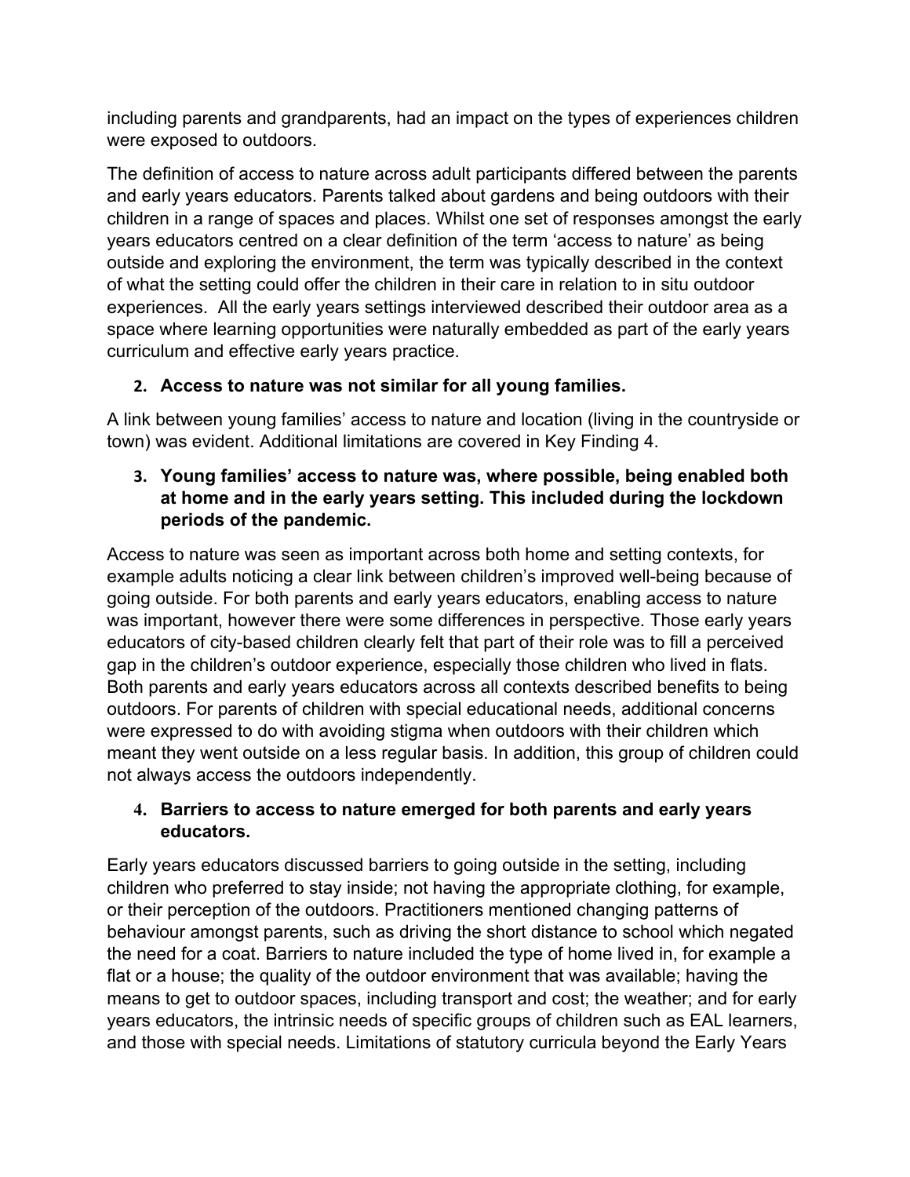including parents and grandparents, had an impact on the types of experiences children were exposed to outdoors.

The definition of access to nature across adult participants differed between the parents and early years educators. Parents talked about gardens and being outdoors with their children in a range of spaces and places. Whilst one set of responses amongst the early years educators centred on a clear definition of the term 'access to nature' as being outside and exploring the environment, the term was typically described in the context of what the setting could offer the children in their care in relation to in situ outdoor experiences. All the early years settings interviewed described their outdoor area as a space where learning opportunities were naturally embedded as part of the early years curriculum and effective early years practice.

2. **Access to nature was not similar for all young families.**

A link between young families' access to nature and location (living in the countryside or town) was evident. Additional limitations are covered in Key Finding 4.

3. **Young families' access to nature was, where possible, being enabled both at home and in the early years setting. This included during the lockdown periods of the pandemic.**

Access to nature was seen as important across both home and setting contexts, for example adults noticing a clear link between children's improved well-being because of going outside. For both parents and early years educators, enabling access to nature was important, however there were some differences in perspective. Those early years educators of city-based children clearly felt that part of their role was to fill a perceived gap in the children's outdoor experience, especially those children who lived in flats. Both parents and early years educators across all contexts described benefits to being outdoors. For parents of children with special educational needs, additional concerns were expressed to do with avoiding stigma when outdoors with their children which meant they went outside on a less regular basis. In addition, this group of children could not always access the outdoors independently.

4. **Barriers to access to nature emerged for both parents and early years educators.**

Early years educators discussed barriers to going outside in the setting, including children who preferred to stay inside; not having the appropriate clothing, for example, or their perception of the outdoors. Practitioners mentioned changing patterns of behaviour amongst parents, such as driving the short distance to school which negated the need for a coat. Barriers to nature included the type of home lived in, for example a flat or a house; the quality of the outdoor environment that was available; having the means to get to outdoor spaces, including transport and cost; the weather; and for early years educators, the intrinsic needs of specific groups of children such as EAL learners, and those with special needs. Limitations of statutory curricula beyond the Early Years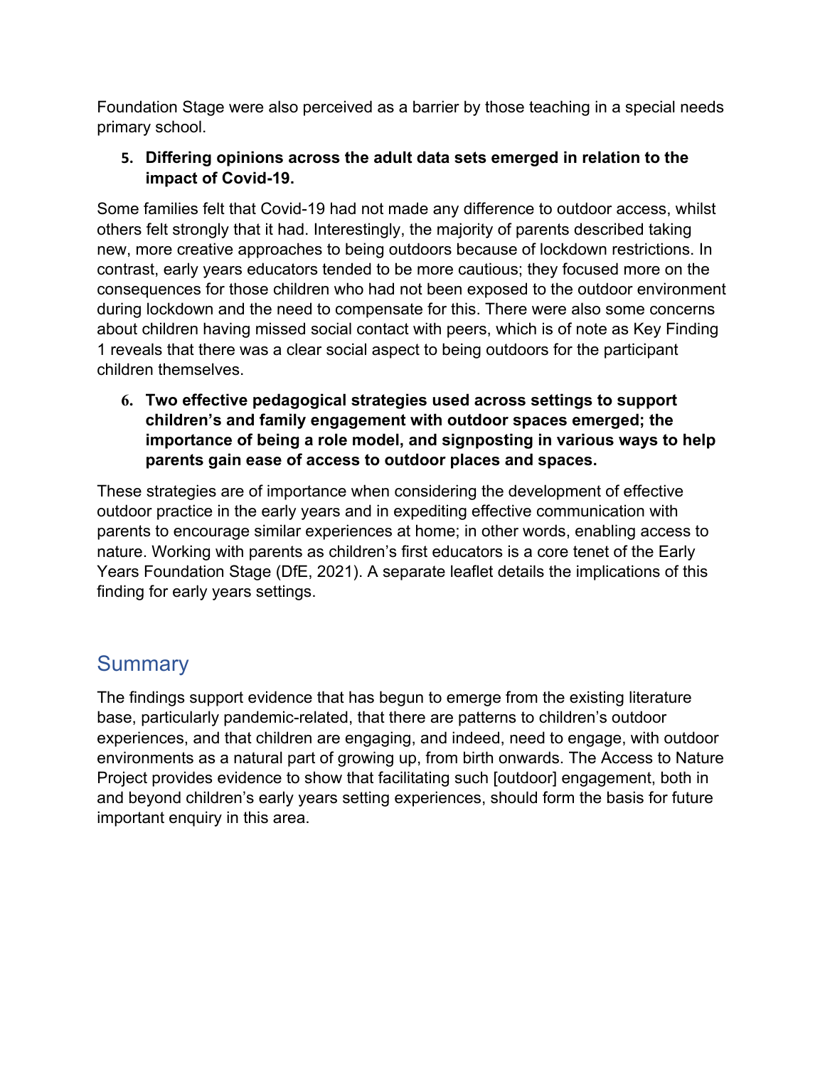Foundation Stage were also perceived as a barrier by those teaching in a special needs primary school.

5. **Differing opinions across the adult data sets emerged in relation to the impact of Covid-19.**

Some families felt that Covid-19 had not made any difference to outdoor access, whilst others felt strongly that it had. Interestingly, the majority of parents described taking new, more creative approaches to being outdoors because of lockdown restrictions. In contrast, early years educators tended to be more cautious; they focused more on the consequences for those children who had not been exposed to the outdoor environment during lockdown and the need to compensate for this. There were also some concerns about children having missed social contact with peers, which is of note as Key Finding 1 reveals that there was a clear social aspect to being outdoors for the participant children themselves.

6. **Two effective pedagogical strategies used across settings to support children's and family engagement with outdoor spaces emerged; the importance of being a role model, and signposting in various ways to help parents gain ease of access to outdoor places and spaces.**

These strategies are of importance when considering the development of effective outdoor practice in the early years and in expediting effective communication with parents to encourage similar experiences at home; in other words, enabling access to nature. Working with parents as children's first educators is a core tenet of the Early Years Foundation Stage (DfE, 2021). A separate leaflet details the implications of this finding for early years settings.

## Summary

The findings support evidence that has begun to emerge from the existing literature base, particularly pandemic-related, that there are patterns to children's outdoor experiences, and that children are engaging, and indeed, need to engage, with outdoor environments as a natural part of growing up, from birth onwards. The Access to Nature Project provides evidence to show that facilitating such [outdoor] engagement, both in and beyond children's early years setting experiences, should form the basis for future important enquiry in this area.